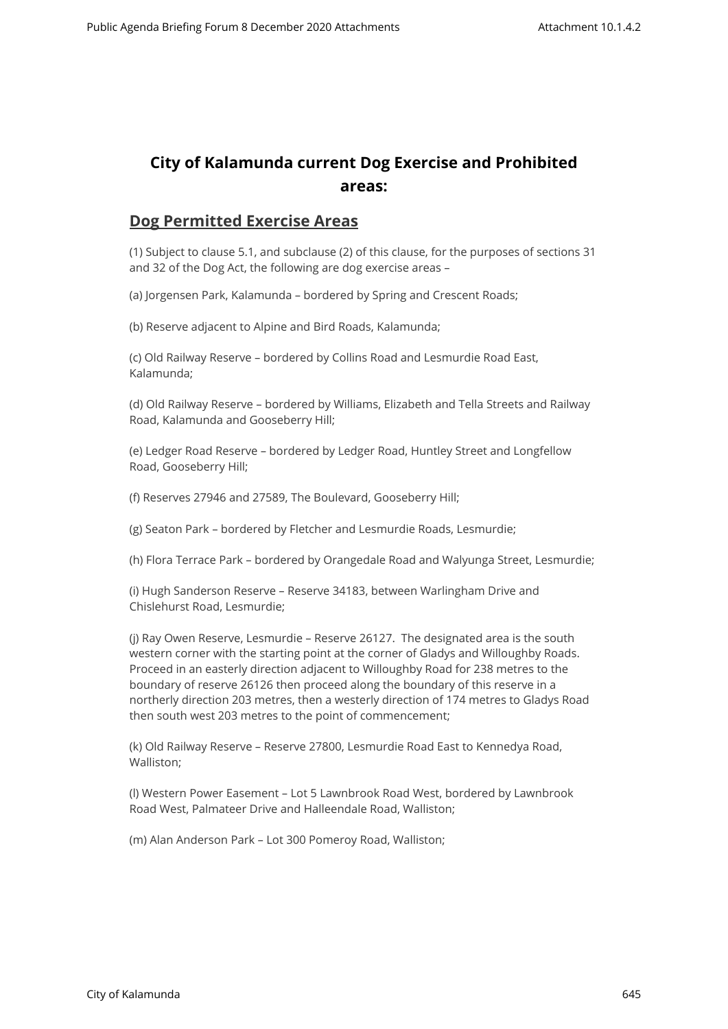# City of Kalamunda current Dog Exercise and Prohibited areas:

## Dog Permitted Exercise Areas

(1) Subject to clause 5.1, and subclause (2) of this clause, for the purposes of sections 31 and 32 of the Dog Act, the following are dog exercise areas –

(a) Jorgensen Park, Kalamunda – bordered by Spring and Crescent Roads;

(b) Reserve adjacent to Alpine and Bird Roads, Kalamunda;

(c) Old Railway Reserve – bordered by Collins Road and Lesmurdie Road East, Kalamunda;

(d) Old Railway Reserve – bordered by Williams, Elizabeth and Tella Streets and Railway Road, Kalamunda and Gooseberry Hill;

(e) Ledger Road Reserve – bordered by Ledger Road, Huntley Street and Longfellow Road, Gooseberry Hill;

(f) Reserves 27946 and 27589, The Boulevard, Gooseberry Hill;

(g) Seaton Park – bordered by Fletcher and Lesmurdie Roads, Lesmurdie;

(h) Flora Terrace Park – bordered by Orangedale Road and Walyunga Street, Lesmurdie;

(i) Hugh Sanderson Reserve – Reserve 34183, between Warlingham Drive and Chislehurst Road, Lesmurdie;

(j) Ray Owen Reserve, Lesmurdie – Reserve 26127. The designated area is the south western corner with the starting point at the corner of Gladys and Willoughby Roads. Proceed in an easterly direction adjacent to Willoughby Road for 238 metres to the boundary of reserve 26126 then proceed along the boundary of this reserve in a northerly direction 203 metres, then a westerly direction of 174 metres to Gladys Road then south west 203 metres to the point of commencement;

(k) Old Railway Reserve – Reserve 27800, Lesmurdie Road East to Kennedya Road, Walliston;

(l) Western Power Easement – Lot 5 Lawnbrook Road West, bordered by Lawnbrook Road West, Palmateer Drive and Halleendale Road, Walliston;

(m) Alan Anderson Park – Lot 300 Pomeroy Road, Walliston;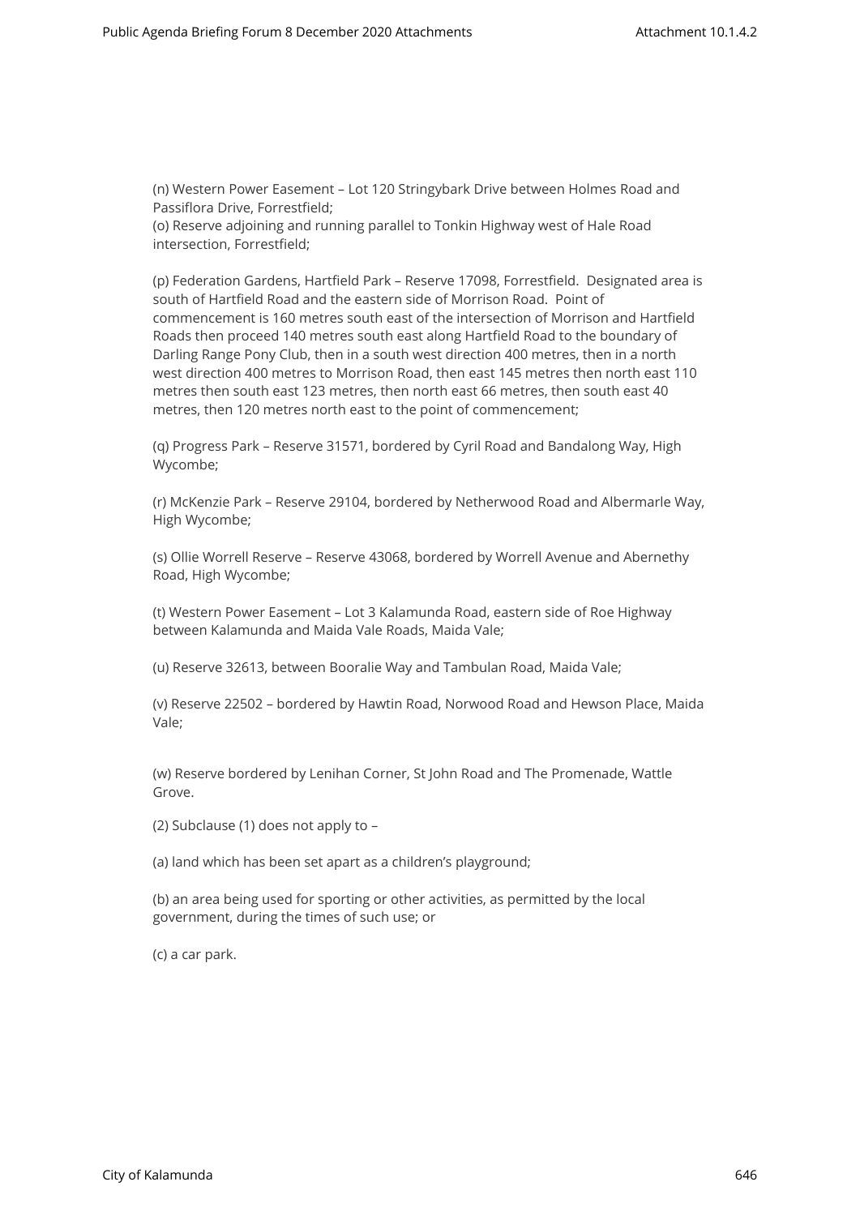(n) Western Power Easement – Lot 120 Stringybark Drive between Holmes Road and Passiflora Drive, Forrestfield;

(o) Reserve adjoining and running parallel to Tonkin Highway west of Hale Road intersection, Forrestfield;

(p) Federation Gardens, Hartfield Park – Reserve 17098, Forrestfield. Designated area is south of Hartfield Road and the eastern side of Morrison Road. Point of commencement is 160 metres south east of the intersection of Morrison and Hartfield Roads then proceed 140 metres south east along Hartfield Road to the boundary of Darling Range Pony Club, then in a south west direction 400 metres, then in a north west direction 400 metres to Morrison Road, then east 145 metres then north east 110 metres then south east 123 metres, then north east 66 metres, then south east 40 metres, then 120 metres north east to the point of commencement;

(q) Progress Park – Reserve 31571, bordered by Cyril Road and Bandalong Way, High Wycombe;

(r) McKenzie Park – Reserve 29104, bordered by Netherwood Road and Albermarle Way, High Wycombe;

(s) Ollie Worrell Reserve – Reserve 43068, bordered by Worrell Avenue and Abernethy Road, High Wycombe;

(t) Western Power Easement – Lot 3 Kalamunda Road, eastern side of Roe Highway between Kalamunda and Maida Vale Roads, Maida Vale;

(u) Reserve 32613, between Booralie Way and Tambulan Road, Maida Vale;

(v) Reserve 22502 – bordered by Hawtin Road, Norwood Road and Hewson Place, Maida Vale;

(w) Reserve bordered by Lenihan Corner, St John Road and The Promenade, Wattle Grove.

(2) Subclause (1) does not apply to –

(a) land which has been set apart as a children's playground;

(b) an area being used for sporting or other activities, as permitted by the local government, during the times of such use; or

(c) a car park.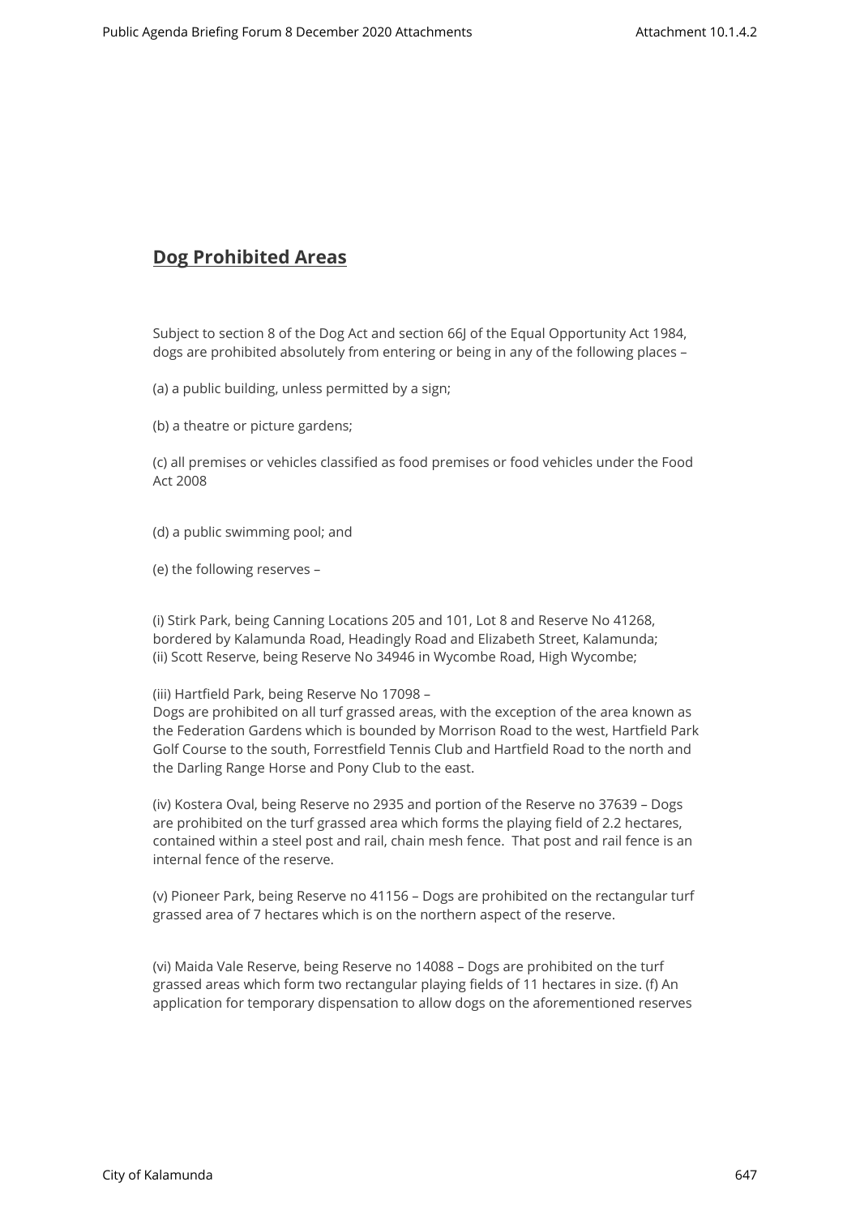## Dog Prohibited Areas

Subject to section 8 of the Dog Act and section 66J of the Equal Opportunity Act 1984, dogs are prohibited absolutely from entering or being in any of the following places –

(a) a public building, unless permitted by a sign;

(b) a theatre or picture gardens;

(c) all premises or vehicles classified as food premises or food vehicles under the Food Act 2008

(d) a public swimming pool; and

(e) the following reserves –

(i) Stirk Park, being Canning Locations 205 and 101, Lot 8 and Reserve No 41268, bordered by Kalamunda Road, Headingly Road and Elizabeth Street, Kalamunda;
(ii) Scott Reserve, being Reserve No 34946 in Wycombe Road, High Wycombe;

(iii) Hartfield Park, being Reserve No 17098 –
Dogs are prohibited on all turf grassed areas, with the exception of the area known as the Federation Gardens which is bounded by Morrison Road to the west, Hartfield Park Golf Course to the south, Forrestfield Tennis Club and Hartfield Road to the north and the Darling Range Horse and Pony Club to the east.

(iv) Kostera Oval, being Reserve no 2935 and portion of the Reserve no 37639 – Dogs are prohibited on the turf grassed area which forms the playing field of 2.2 hectares, contained within a steel post and rail, chain mesh fence. That post and rail fence is an internal fence of the reserve.

(v) Pioneer Park, being Reserve no 41156 – Dogs are prohibited on the rectangular turf grassed area of 7 hectares which is on the northern aspect of the reserve.

(vi) Maida Vale Reserve, being Reserve no 14088 – Dogs are prohibited on the turf grassed areas which form two rectangular playing fields of 11 hectares in size. (f) An application for temporary dispensation to allow dogs on the aforementioned reserves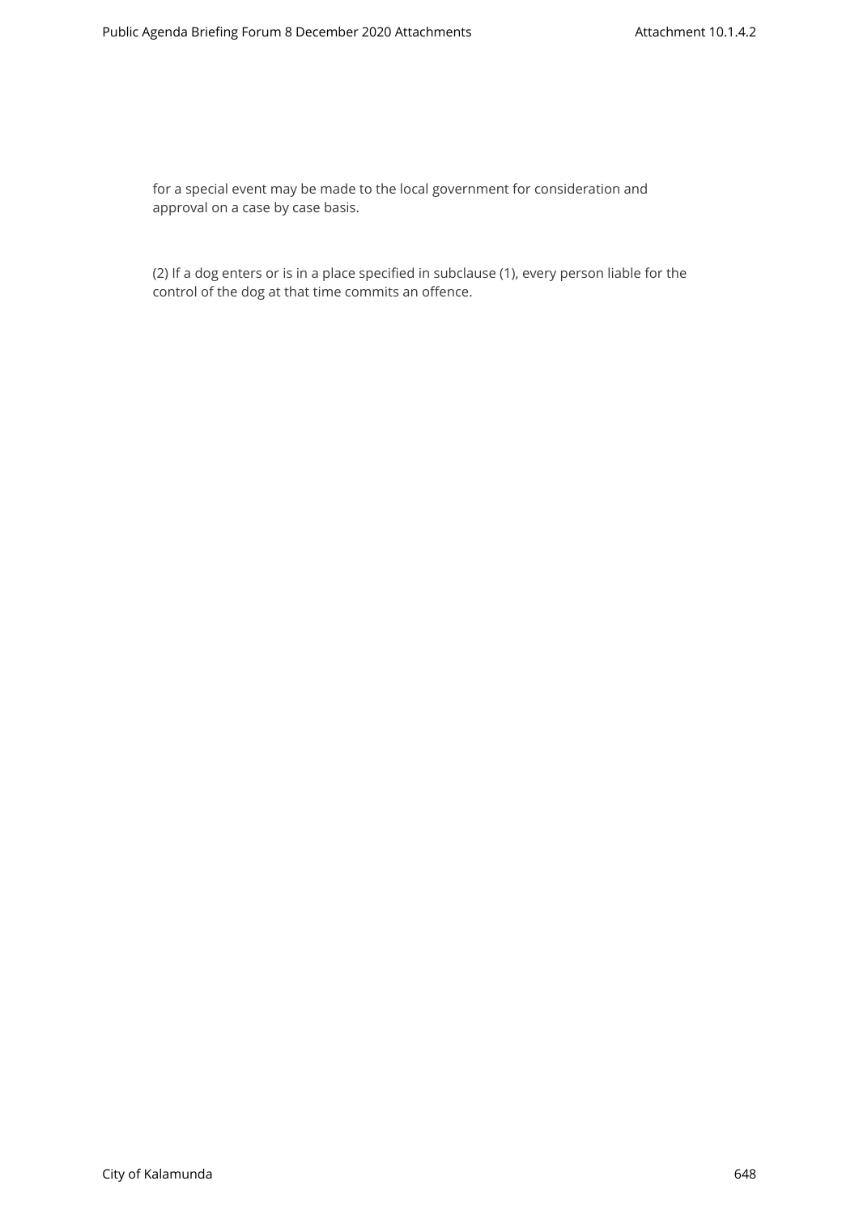for a special event may be made to the local government for consideration and approval on a case by case basis.

(2) If a dog enters or is in a place specified in subclause (1), every person liable for the control of the dog at that time commits an offence.